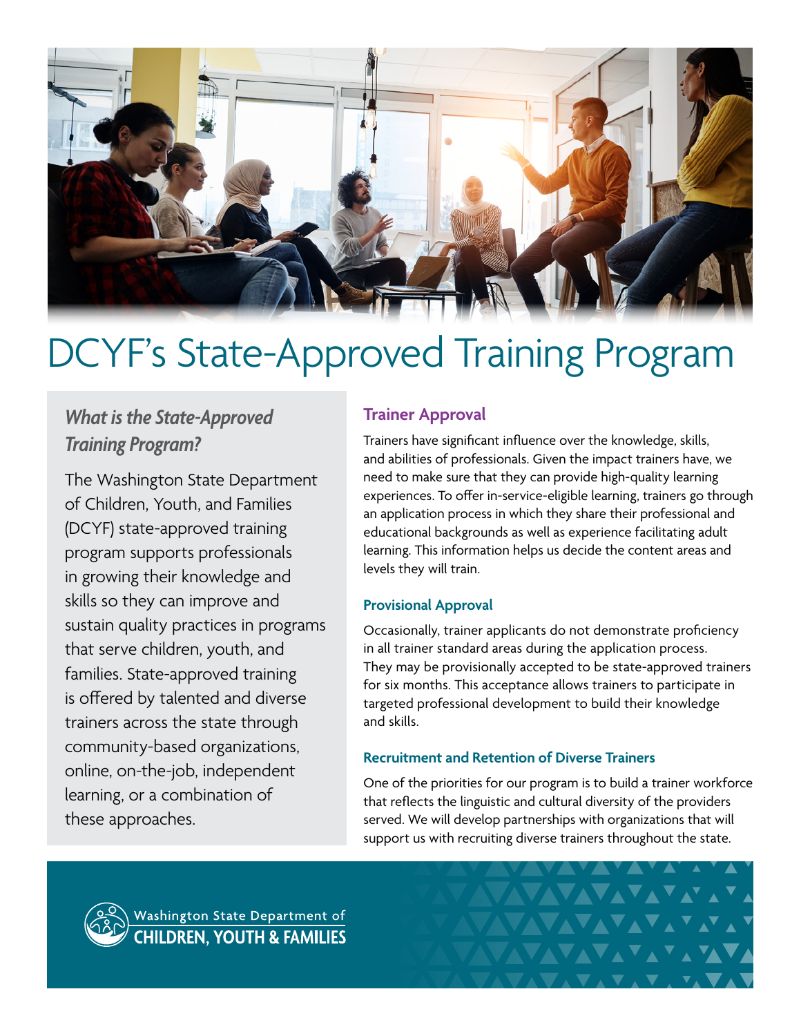# DCYF's State-Approved Training Program

### *What is the State-Approved Training Program?*

The Washington State Department of Children, Youth, and Families (DCYF) state-approved training program supports professionals in growing their knowledge and skills so they can improve and sustain quality practices in programs that serve children, youth, and families. State-approved training is offered by talented and diverse trainers across the state through community-based organizations, online, on-the-job, independent learning, or a combination of these approaches.

## Trainer Approval

Trainers have significant influence over the knowledge, skills, and abilities of professionals. Given the impact trainers have, we need to make sure that they can provide high-quality learning experiences. To offer in-service-eligible learning, trainers go through an application process in which they share their professional and educational backgrounds as well as experience facilitating adult learning. This information helps us decide the content areas and levels they will train.

### Provisional Approval

Occasionally, trainer applicants do not demonstrate proficiency in all trainer standard areas during the application process. They may be provisionally accepted to be state-approved trainers for six months. This acceptance allows trainers to participate in targeted professional development to build their knowledge and skills.

### Recruitment and Retention of Diverse Trainers

One of the priorities for our program is to build a trainer workforce that reflects the linguistic and cultural diversity of the providers served. We will develop partnerships with organizations that will support us with recruiting diverse trainers throughout the state.

Washington State Department of
**CHILDREN, YOUTH & FAMILIES**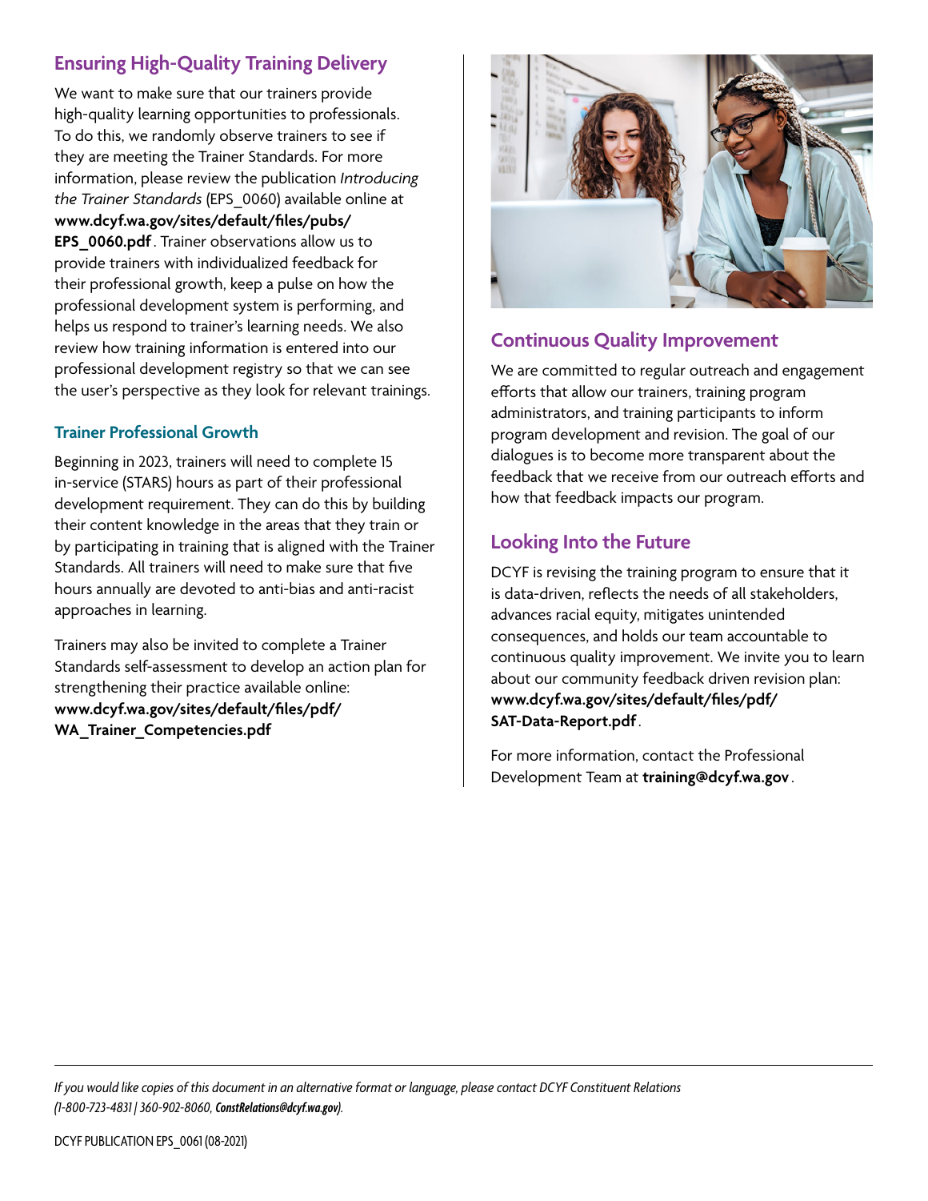## Ensuring High-Quality Training Delivery

We want to make sure that our trainers provide high-quality learning opportunities to professionals. To do this, we randomly observe trainers to see if they are meeting the Trainer Standards. For more information, please review the publication *Introducing the Trainer Standards* (EPS_0060) available online at **www.dcyf.wa.gov/sites/default/files/pubs/EPS_0060.pdf**. Trainer observations allow us to provide trainers with individualized feedback for their professional growth, keep a pulse on how the professional development system is performing, and helps us respond to trainer's learning needs. We also review how training information is entered into our professional development registry so that we can see the user's perspective as they look for relevant trainings.

### Trainer Professional Growth

Beginning in 2023, trainers will need to complete 15 in-service (STARS) hours as part of their professional development requirement. They can do this by building their content knowledge in the areas that they train or by participating in training that is aligned with the Trainer Standards. All trainers will need to make sure that five hours annually are devoted to anti-bias and anti-racist approaches in learning.

Trainers may also be invited to complete a Trainer Standards self-assessment to develop an action plan for strengthening their practice available online: **www.dcyf.wa.gov/sites/default/files/pdf/WA_Trainer_Competencies.pdf**

## Continuous Quality Improvement

We are committed to regular outreach and engagement efforts that allow our trainers, training program administrators, and training participants to inform program development and revision. The goal of our dialogues is to become more transparent about the feedback that we receive from our outreach efforts and how that feedback impacts our program.

## Looking Into the Future

DCYF is revising the training program to ensure that it is data-driven, reflects the needs of all stakeholders, advances racial equity, mitigates unintended consequences, and holds our team accountable to continuous quality improvement. We invite you to learn about our community feedback driven revision plan: **www.dcyf.wa.gov/sites/default/files/pdf/SAT-Data-Report.pdf**.

For more information, contact the Professional Development Team at **training@dcyf.wa.gov**.

*If you would like copies of this document in an alternative format or language, please contact DCYF Constituent Relations (1-800-723-4831 | 360-902-8060,* ***ConstRelations@dcyf.wa.gov****).*

DCYF PUBLICATION EPS_0061 (08-2021)